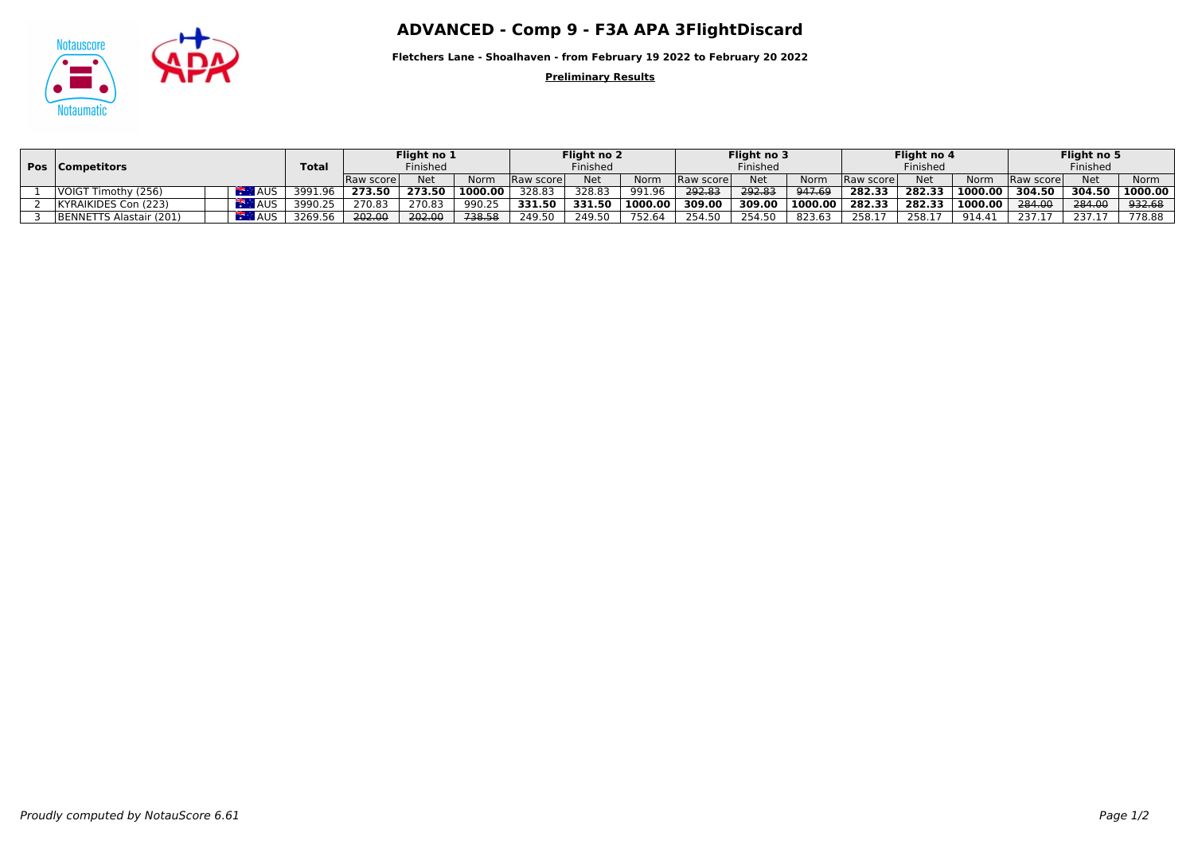# ADVANCED - Comp 9 - F3A APA 3FlightDiscard

**Fletchers Lane - Shoalhaven - from February 19 2022 to February 20 2022**

**Preliminary Results**

| Pos | Competitors | | Total | Flight no 1 Finished | | | Flight no 2 Finished | | | Flight no 3 Finished | | | Flight no 4 Finished | | | Flight no 5 Finished | | |
|---|---|---|---|---|---|---|---|---|---|---|---|---|---|---|---|---|---|---|
| | | | | Raw score | Net | Norm | Raw score | Net | Norm | Raw score | Net | Norm | Raw score | Net | Norm | Raw score | Net | Norm |
| 1 | VOIGT Timothy (256) | AUS | 3991.96 | **273.50** | **273.50** | **1000.00** | 328.83 | 328.83 | 991.96 | ~~292.83~~ | ~~292.83~~ | ~~947.69~~ | **282.33** | **282.33** | **1000.00** | **304.50** | **304.50** | **1000.00** |
| 2 | KYRAIKIDES Con (223) | AUS | 3990.25 | 270.83 | 270.83 | 990.25 | **331.50** | **331.50** | **1000.00** | **309.00** | **309.00** | **1000.00** | **282.33** | **282.33** | **1000.00** | ~~284.00~~ | ~~284.00~~ | ~~932.68~~ |
| 3 | BENNETTS Alastair (201) | AUS | 3269.56 | ~~202.00~~ | ~~202.00~~ | ~~738.58~~ | 249.50 | 249.50 | 752.64 | 254.50 | 254.50 | 823.63 | 258.17 | 258.17 | 914.41 | 237.17 | 237.17 | 778.88 |

*Proudly computed by NotauScore 6.61*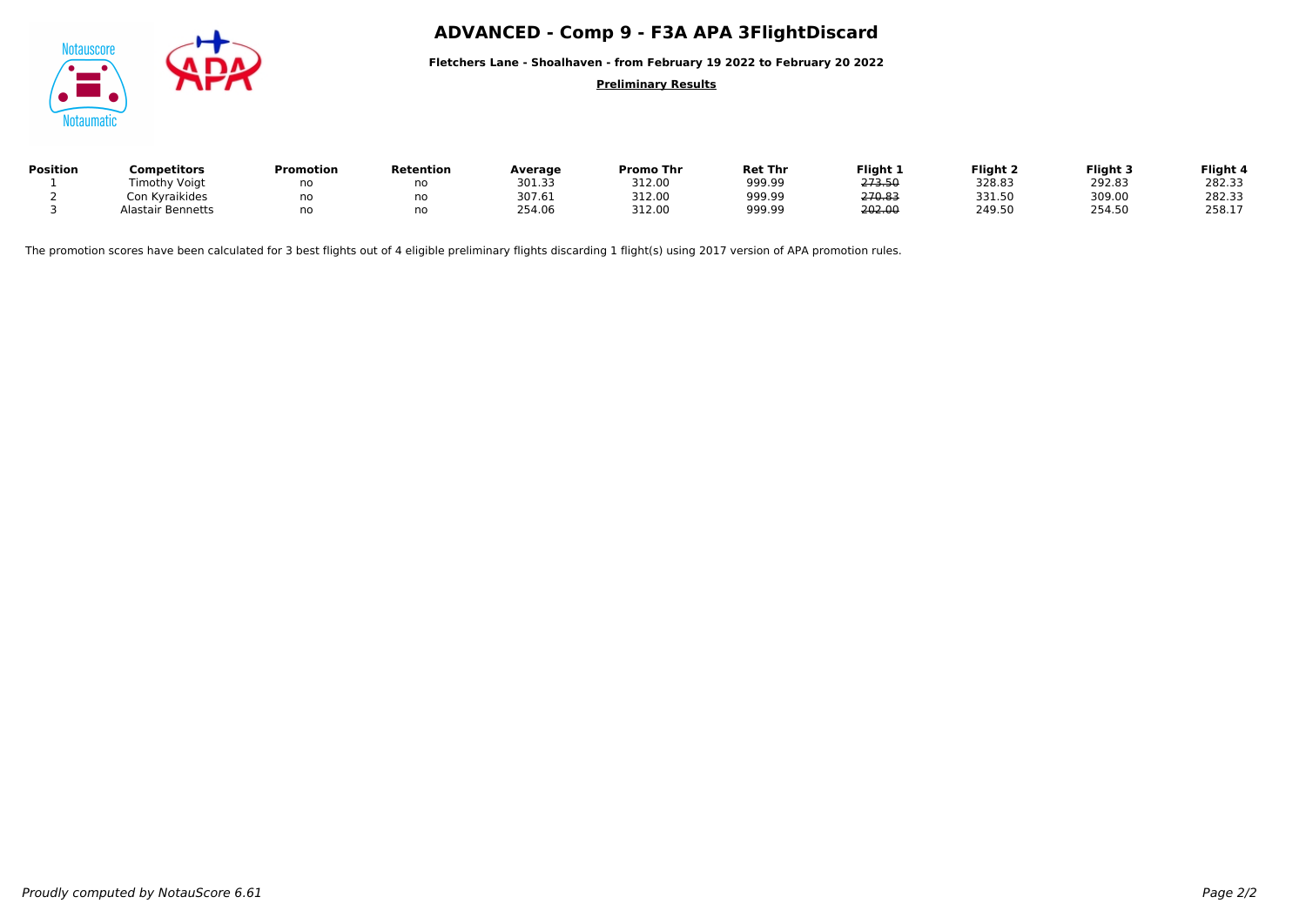# ADVANCED - Comp 9 - F3A APA 3FlightDiscard

**Fletchers Lane - Shoalhaven - from February 19 2022 to February 20 2022**

**Preliminary Results**

| Position | Competitors | Promotion | Retention | Average | Promo Thr | Ret Thr | Flight 1 | Flight 2 | Flight 3 | Flight 4 |
|---|---|---|---|---|---|---|---|---|---|---|
| 1 | Timothy Voigt | no | no | 301.33 | 312.00 | 999.99 | ~~273.50~~ | 328.83 | 292.83 | 282.33 |
| 2 | Con Kyraikides | no | no | 307.61 | 312.00 | 999.99 | ~~270.83~~ | 331.50 | 309.00 | 282.33 |
| 3 | Alastair Bennetts | no | no | 254.06 | 312.00 | 999.99 | ~~202.00~~ | 249.50 | 254.50 | 258.17 |

The promotion scores have been calculated for 3 best flights out of 4 eligible preliminary flights discarding 1 flight(s) using 2017 version of APA promotion rules.

*Proudly computed by NotauScore 6.61*